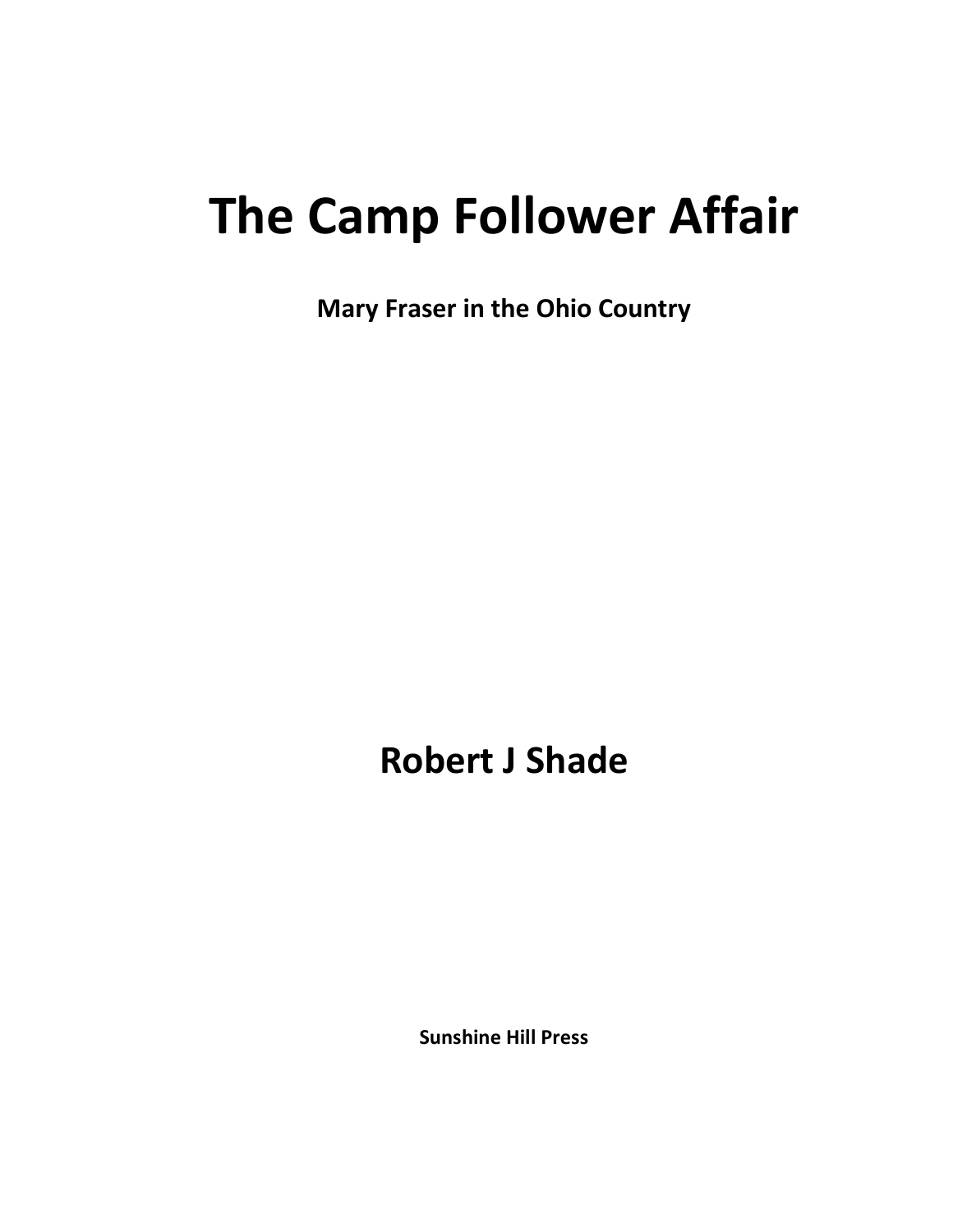# The Camp Follower Affair

**Mary Fraser in the Ohio Country**

**Robert J Shade**

**Sunshine Hill Press**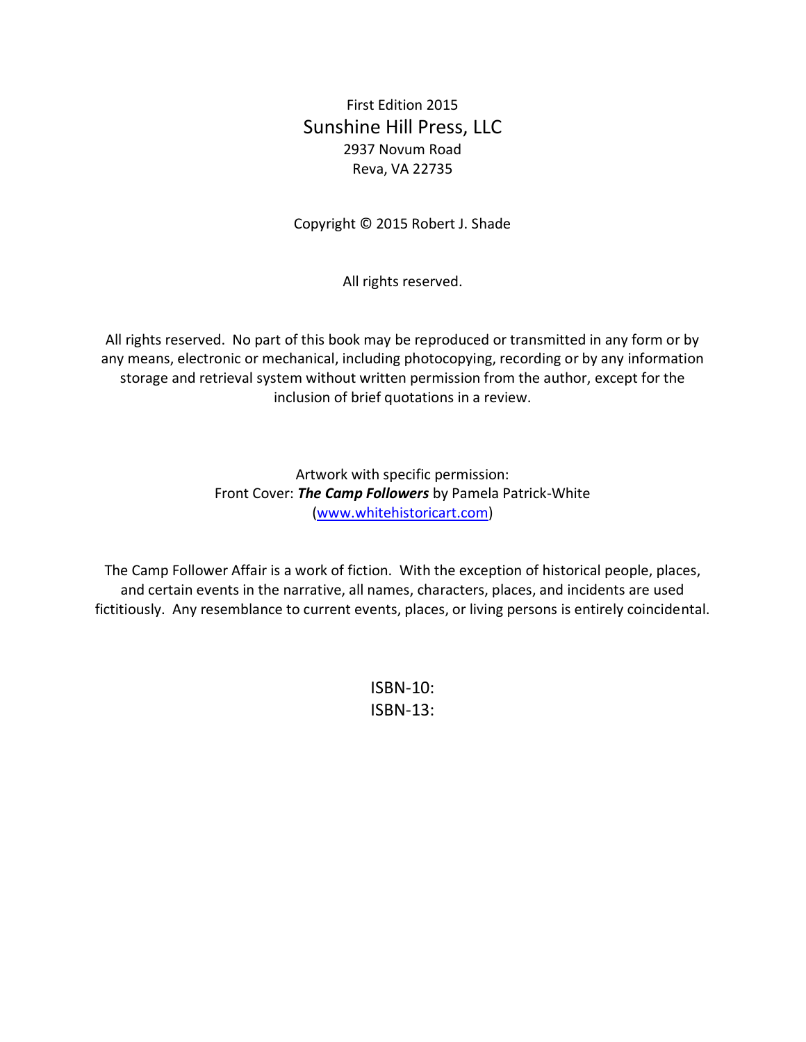First Edition 2015

Sunshine Hill Press, LLC

2937 Novum Road

Reva, VA 22735

Copyright © 2015 Robert J. Shade

All rights reserved.

All rights reserved. No part of this book may be reproduced or transmitted in any form or by any means, electronic or mechanical, including photocopying, recording or by any information storage and retrieval system without written permission from the author, except for the inclusion of brief quotations in a review.

Artwork with specific permission:
Front Cover: ***The Camp Followers*** by Pamela Patrick-White
([www.whitehistoricart.com](http://www.whitehistoricart.com))

The Camp Follower Affair is a work of fiction. With the exception of historical people, places, and certain events in the narrative, all names, characters, places, and incidents are used fictitiously. Any resemblance to current events, places, or living persons is entirely coincidental.

ISBN-10:

ISBN-13: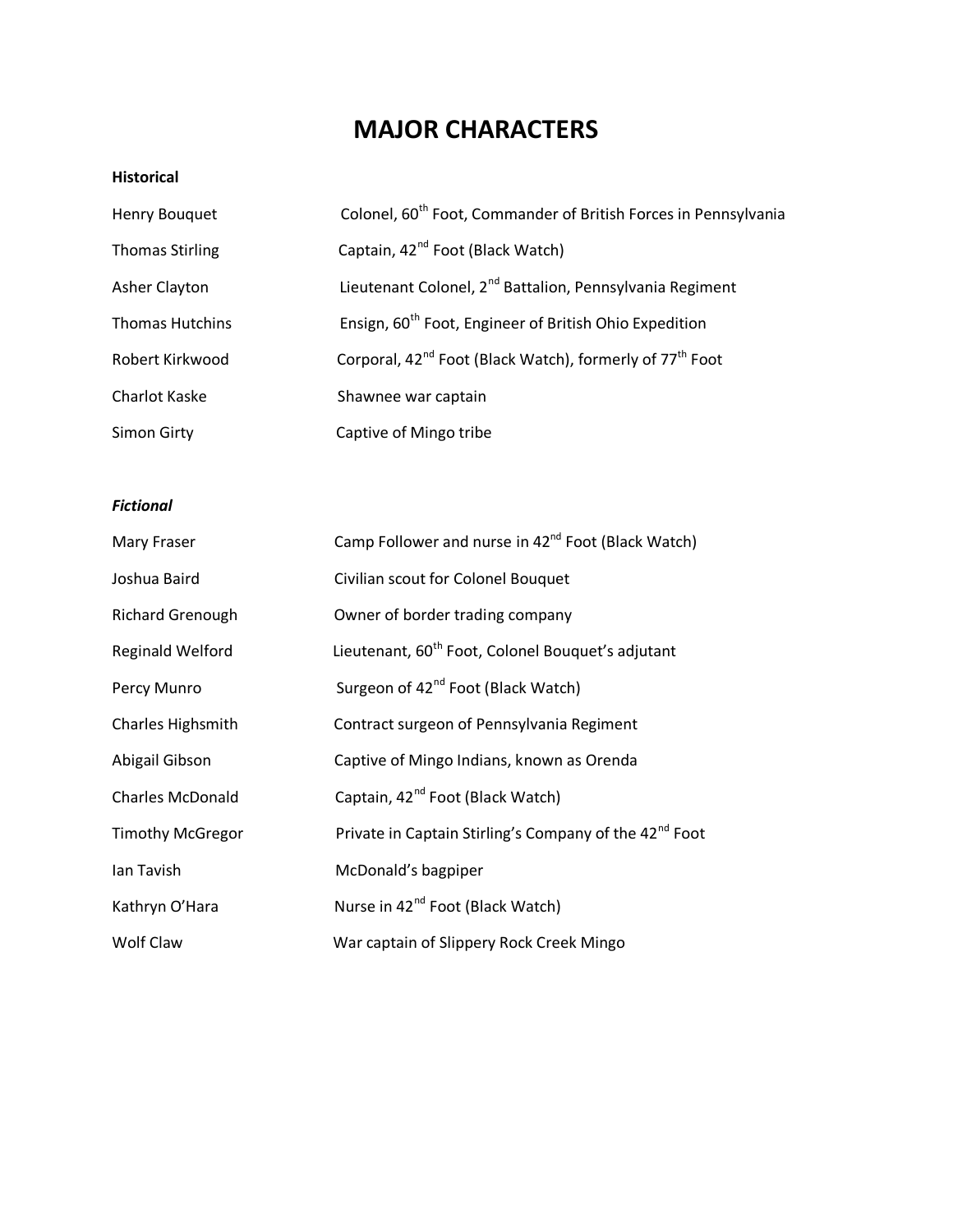# MAJOR CHARACTERS

**Historical**

| | |
|---|---|
| Henry Bouquet | Colonel, 60th Foot, Commander of British Forces in Pennsylvania |
| Thomas Stirling | Captain, 42nd Foot (Black Watch) |
| Asher Clayton | Lieutenant Colonel, 2nd Battalion, Pennsylvania Regiment |
| Thomas Hutchins | Ensign, 60th Foot, Engineer of British Ohio Expedition |
| Robert Kirkwood | Corporal, 42nd Foot (Black Watch), formerly of 77th Foot |
| Charlot Kaske | Shawnee war captain |
| Simon Girty | Captive of Mingo tribe |

***Fictional***

| | |
|---|---|
| Mary Fraser | Camp Follower and nurse in 42nd Foot (Black Watch) |
| Joshua Baird | Civilian scout for Colonel Bouquet |
| Richard Grenough | Owner of border trading company |
| Reginald Welford | Lieutenant, 60th Foot, Colonel Bouquet's adjutant |
| Percy Munro | Surgeon of 42nd Foot (Black Watch) |
| Charles Highsmith | Contract surgeon of Pennsylvania Regiment |
| Abigail Gibson | Captive of Mingo Indians, known as Orenda |
| Charles McDonald | Captain, 42nd Foot (Black Watch) |
| Timothy McGregor | Private in Captain Stirling's Company of the 42nd Foot |
| Ian Tavish | McDonald's bagpiper |
| Kathryn O'Hara | Nurse in 42nd Foot (Black Watch) |
| Wolf Claw | War captain of Slippery Rock Creek Mingo |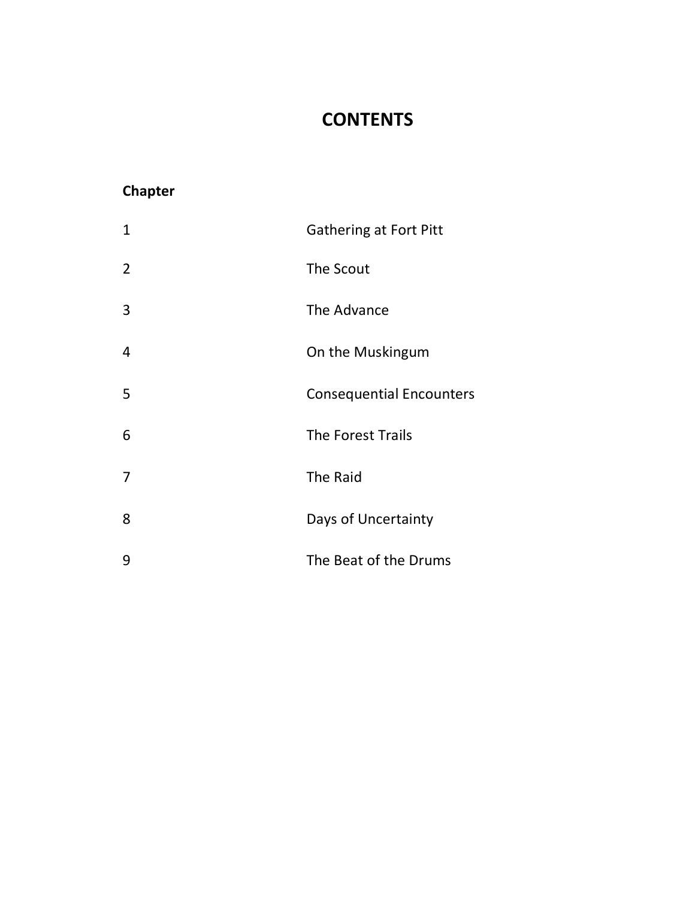# CONTENTS

| **Chapter** | |
|---|---|
| 1 | Gathering at Fort Pitt |
| 2 | The Scout |
| 3 | The Advance |
| 4 | On the Muskingum |
| 5 | Consequential Encounters |
| 6 | The Forest Trails |
| 7 | The Raid |
| 8 | Days of Uncertainty |
| 9 | The Beat of the Drums |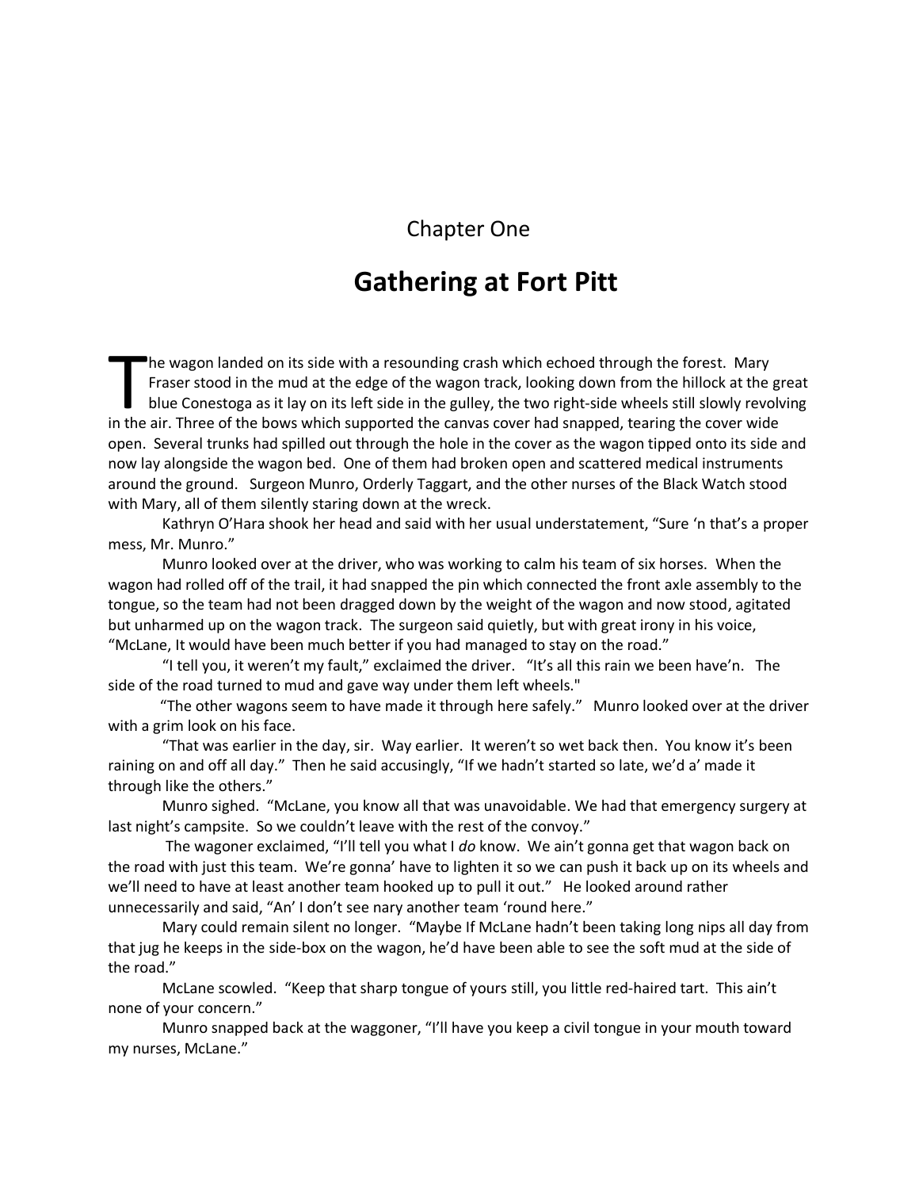# Chapter One

## Gathering at Fort Pitt

The wagon landed on its side with a resounding crash which echoed through the forest. Mary Fraser stood in the mud at the edge of the wagon track, looking down from the hillock at the great blue Conestoga as it lay on its left side in the gulley, the two right-side wheels still slowly revolving in the air. Three of the bows which supported the canvas cover had snapped, tearing the cover wide open. Several trunks had spilled out through the hole in the cover as the wagon tipped onto its side and now lay alongside the wagon bed. One of them had broken open and scattered medical instruments around the ground. Surgeon Munro, Orderly Taggart, and the other nurses of the Black Watch stood with Mary, all of them silently staring down at the wreck.

Kathryn O'Hara shook her head and said with her usual understatement, "Sure 'n that's a proper mess, Mr. Munro."

Munro looked over at the driver, who was working to calm his team of six horses. When the wagon had rolled off of the trail, it had snapped the pin which connected the front axle assembly to the tongue, so the team had not been dragged down by the weight of the wagon and now stood, agitated but unharmed up on the wagon track. The surgeon said quietly, but with great irony in his voice, "McLane, It would have been much better if you had managed to stay on the road."

"I tell you, it weren't my fault," exclaimed the driver. "It's all this rain we been have'n. The side of the road turned to mud and gave way under them left wheels."

"The other wagons seem to have made it through here safely." Munro looked over at the driver with a grim look on his face.

"That was earlier in the day, sir. Way earlier. It weren't so wet back then. You know it's been raining on and off all day." Then he said accusingly, "If we hadn't started so late, we'd a' made it through like the others."

Munro sighed. "McLane, you know all that was unavoidable. We had that emergency surgery at last night's campsite. So we couldn't leave with the rest of the convoy."

The wagoner exclaimed, "I'll tell you what I *do* know. We ain't gonna get that wagon back on the road with just this team. We're gonna' have to lighten it so we can push it back up on its wheels and we'll need to have at least another team hooked up to pull it out." He looked around rather unnecessarily and said, "An' I don't see nary another team 'round here."

Mary could remain silent no longer. "Maybe If McLane hadn't been taking long nips all day from that jug he keeps in the side-box on the wagon, he'd have been able to see the soft mud at the side of the road."

McLane scowled. "Keep that sharp tongue of yours still, you little red-haired tart. This ain't none of your concern."

Munro snapped back at the waggoner, "I'll have you keep a civil tongue in your mouth toward my nurses, McLane."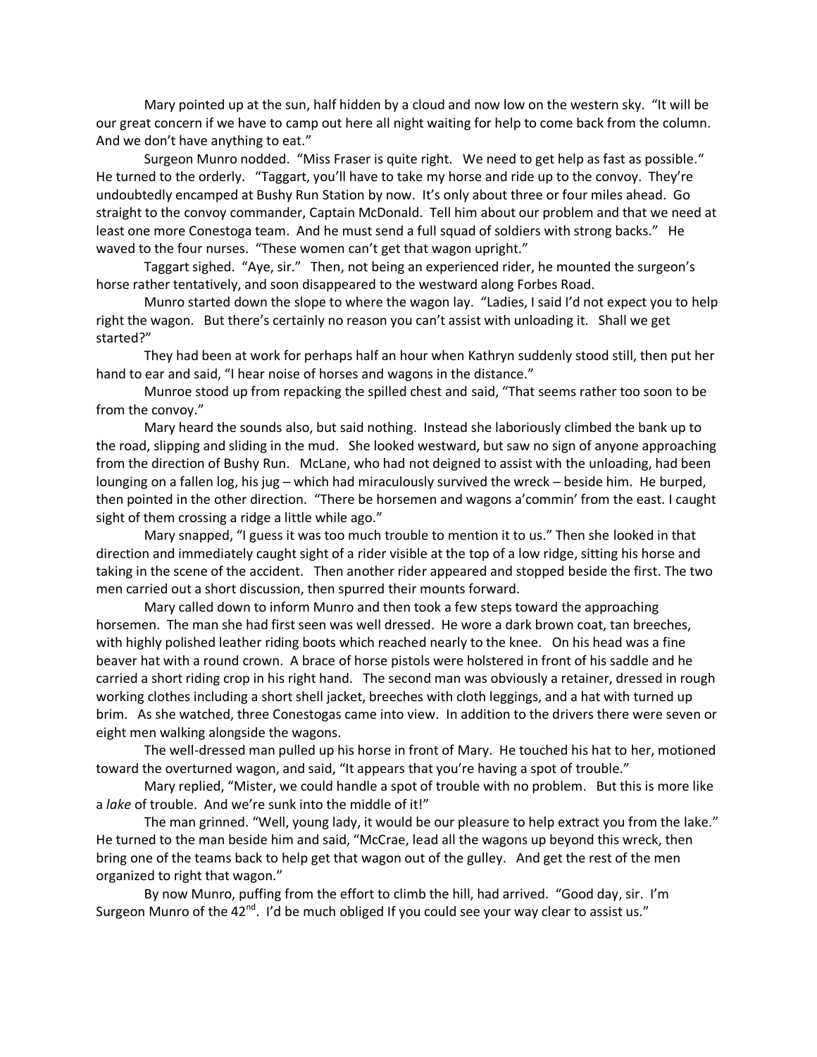Mary pointed up at the sun, half hidden by a cloud and now low on the western sky. "It will be our great concern if we have to camp out here all night waiting for help to come back from the column. And we don't have anything to eat."

Surgeon Munro nodded. "Miss Fraser is quite right. We need to get help as fast as possible." He turned to the orderly. "Taggart, you'll have to take my horse and ride up to the convoy. They're undoubtedly encamped at Bushy Run Station by now. It's only about three or four miles ahead. Go straight to the convoy commander, Captain McDonald. Tell him about our problem and that we need at least one more Conestoga team. And he must send a full squad of soldiers with strong backs." He waved to the four nurses. "These women can't get that wagon upright."

Taggart sighed. "Aye, sir." Then, not being an experienced rider, he mounted the surgeon's horse rather tentatively, and soon disappeared to the westward along Forbes Road.

Munro started down the slope to where the wagon lay. "Ladies, I said I'd not expect you to help right the wagon. But there's certainly no reason you can't assist with unloading it. Shall we get started?"

They had been at work for perhaps half an hour when Kathryn suddenly stood still, then put her hand to ear and said, "I hear noise of horses and wagons in the distance."

Munroe stood up from repacking the spilled chest and said, "That seems rather too soon to be from the convoy."

Mary heard the sounds also, but said nothing. Instead she laboriously climbed the bank up to the road, slipping and sliding in the mud. She looked westward, but saw no sign of anyone approaching from the direction of Bushy Run. McLane, who had not deigned to assist with the unloading, had been lounging on a fallen log, his jug – which had miraculously survived the wreck – beside him. He burped, then pointed in the other direction. "There be horsemen and wagons a'commin' from the east. I caught sight of them crossing a ridge a little while ago."

Mary snapped, "I guess it was too much trouble to mention it to us." Then she looked in that direction and immediately caught sight of a rider visible at the top of a low ridge, sitting his horse and taking in the scene of the accident. Then another rider appeared and stopped beside the first. The two men carried out a short discussion, then spurred their mounts forward.

Mary called down to inform Munro and then took a few steps toward the approaching horsemen. The man she had first seen was well dressed. He wore a dark brown coat, tan breeches, with highly polished leather riding boots which reached nearly to the knee. On his head was a fine beaver hat with a round crown. A brace of horse pistols were holstered in front of his saddle and he carried a short riding crop in his right hand. The second man was obviously a retainer, dressed in rough working clothes including a short shell jacket, breeches with cloth leggings, and a hat with turned up brim. As she watched, three Conestogas came into view. In addition to the drivers there were seven or eight men walking alongside the wagons.

The well-dressed man pulled up his horse in front of Mary. He touched his hat to her, motioned toward the overturned wagon, and said, "It appears that you're having a spot of trouble."

Mary replied, "Mister, we could handle a spot of trouble with no problem. But this is more like a *lake* of trouble. And we're sunk into the middle of it!"

The man grinned. "Well, young lady, it would be our pleasure to help extract you from the lake." He turned to the man beside him and said, "McCrae, lead all the wagons up beyond this wreck, then bring one of the teams back to help get that wagon out of the gulley. And get the rest of the men organized to right that wagon."

By now Munro, puffing from the effort to climb the hill, had arrived. "Good day, sir. I'm Surgeon Munro of the 42nd. I'd be much obliged If you could see your way clear to assist us."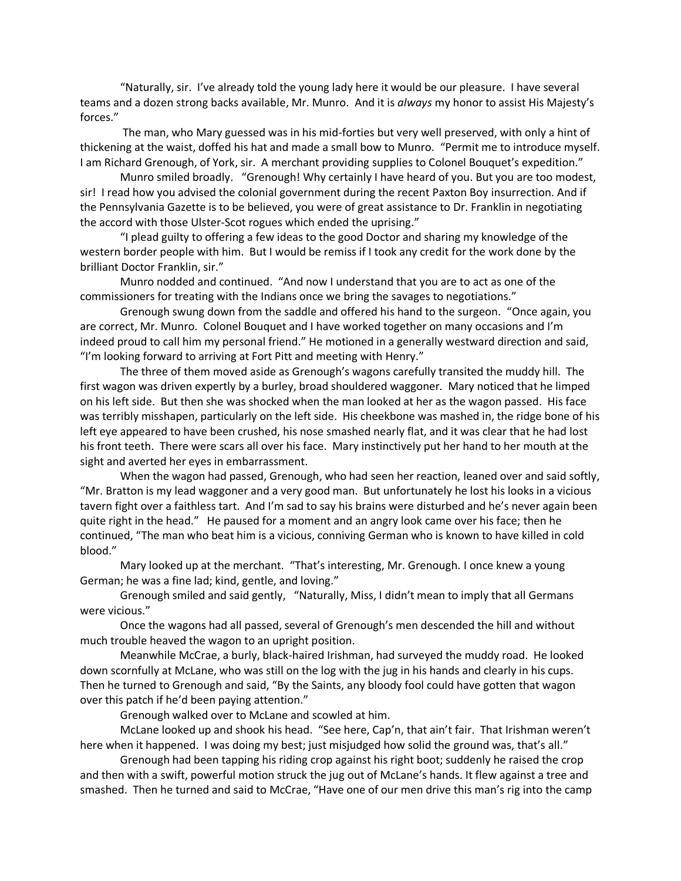"Naturally, sir. I've already told the young lady here it would be our pleasure. I have several teams and a dozen strong backs available, Mr. Munro. And it is *always* my honor to assist His Majesty's forces."

The man, who Mary guessed was in his mid-forties but very well preserved, with only a hint of thickening at the waist, doffed his hat and made a small bow to Munro. "Permit me to introduce myself. I am Richard Grenough, of York, sir. A merchant providing supplies to Colonel Bouquet's expedition."

Munro smiled broadly. "Grenough! Why certainly I have heard of you. But you are too modest, sir! I read how you advised the colonial government during the recent Paxton Boy insurrection. And if the Pennsylvania Gazette is to be believed, you were of great assistance to Dr. Franklin in negotiating the accord with those Ulster-Scot rogues which ended the uprising."

"I plead guilty to offering a few ideas to the good Doctor and sharing my knowledge of the western border people with him. But I would be remiss if I took any credit for the work done by the brilliant Doctor Franklin, sir."

Munro nodded and continued. "And now I understand that you are to act as one of the commissioners for treating with the Indians once we bring the savages to negotiations."

Grenough swung down from the saddle and offered his hand to the surgeon. "Once again, you are correct, Mr. Munro. Colonel Bouquet and I have worked together on many occasions and I'm indeed proud to call him my personal friend." He motioned in a generally westward direction and said, "I'm looking forward to arriving at Fort Pitt and meeting with Henry."

The three of them moved aside as Grenough's wagons carefully transited the muddy hill. The first wagon was driven expertly by a burley, broad shouldered waggoner. Mary noticed that he limped on his left side. But then she was shocked when the man looked at her as the wagon passed. His face was terribly misshapen, particularly on the left side. His cheekbone was mashed in, the ridge bone of his left eye appeared to have been crushed, his nose smashed nearly flat, and it was clear that he had lost his front teeth. There were scars all over his face. Mary instinctively put her hand to her mouth at the sight and averted her eyes in embarrassment.

When the wagon had passed, Grenough, who had seen her reaction, leaned over and said softly, "Mr. Bratton is my lead waggoner and a very good man. But unfortunately he lost his looks in a vicious tavern fight over a faithless tart. And I'm sad to say his brains were disturbed and he's never again been quite right in the head." He paused for a moment and an angry look came over his face; then he continued, "The man who beat him is a vicious, conniving German who is known to have killed in cold blood."

Mary looked up at the merchant. "That's interesting, Mr. Grenough. I once knew a young German; he was a fine lad; kind, gentle, and loving."

Grenough smiled and said gently, "Naturally, Miss, I didn't mean to imply that all Germans were vicious."

Once the wagons had all passed, several of Grenough's men descended the hill and without much trouble heaved the wagon to an upright position.

Meanwhile McCrae, a burly, black-haired Irishman, had surveyed the muddy road. He looked down scornfully at McLane, who was still on the log with the jug in his hands and clearly in his cups. Then he turned to Grenough and said, "By the Saints, any bloody fool could have gotten that wagon over this patch if he'd been paying attention."

Grenough walked over to McLane and scowled at him.

McLane looked up and shook his head. "See here, Cap'n, that ain't fair. That Irishman weren't here when it happened. I was doing my best; just misjudged how solid the ground was, that's all."

Grenough had been tapping his riding crop against his right boot; suddenly he raised the crop and then with a swift, powerful motion struck the jug out of McLane's hands. It flew against a tree and smashed. Then he turned and said to McCrae, "Have one of our men drive this man's rig into the camp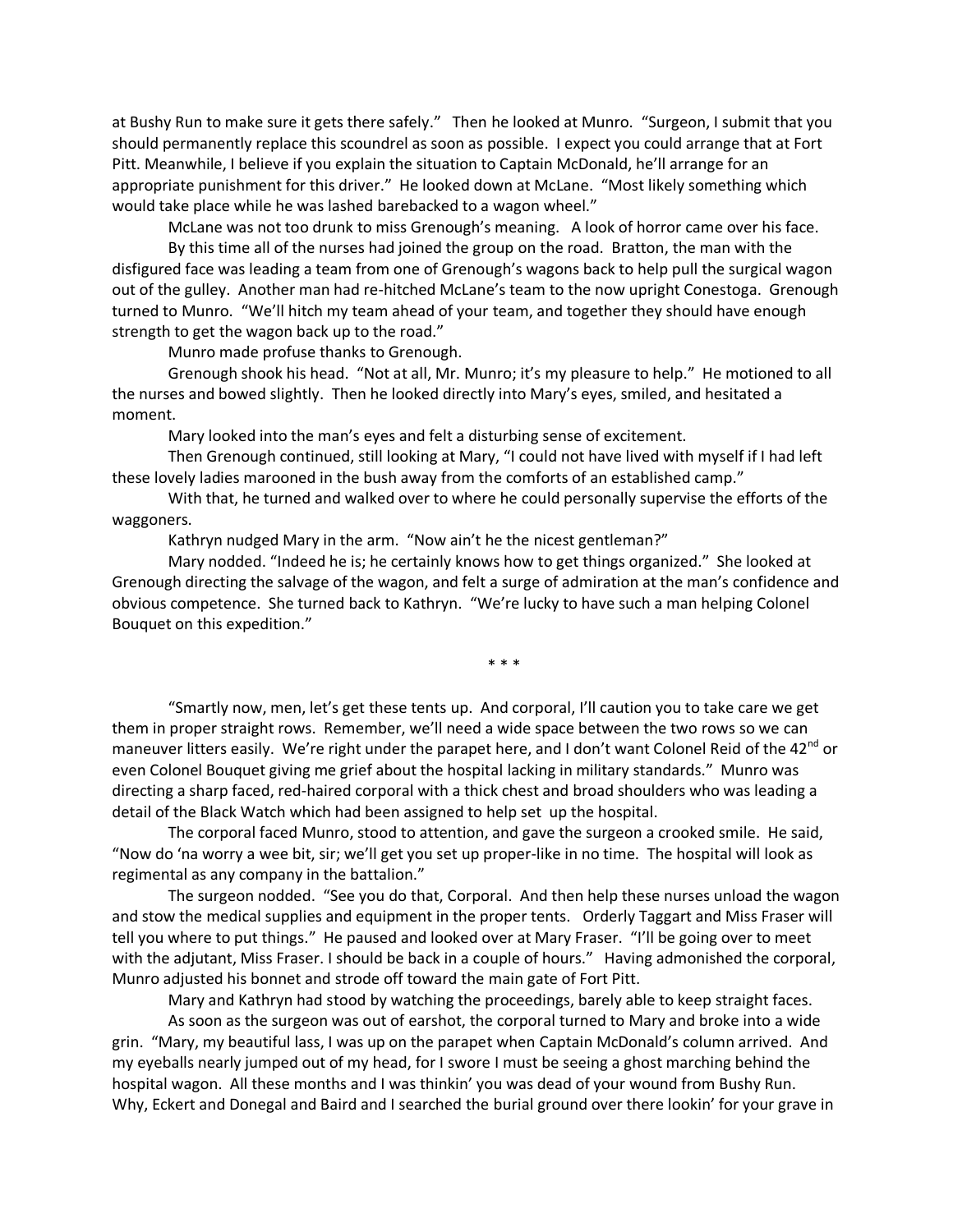at Bushy Run to make sure it gets there safely." Then he looked at Munro. "Surgeon, I submit that you should permanently replace this scoundrel as soon as possible. I expect you could arrange that at Fort Pitt. Meanwhile, I believe if you explain the situation to Captain McDonald, he'll arrange for an appropriate punishment for this driver." He looked down at McLane. "Most likely something which would take place while he was lashed barebacked to a wagon wheel."

McLane was not too drunk to miss Grenough's meaning. A look of horror came over his face.

By this time all of the nurses had joined the group on the road. Bratton, the man with the disfigured face was leading a team from one of Grenough's wagons back to help pull the surgical wagon out of the gulley. Another man had re-hitched McLane's team to the now upright Conestoga. Grenough turned to Munro. "We'll hitch my team ahead of your team, and together they should have enough strength to get the wagon back up to the road."

Munro made profuse thanks to Grenough.

Grenough shook his head. "Not at all, Mr. Munro; it's my pleasure to help." He motioned to all the nurses and bowed slightly. Then he looked directly into Mary's eyes, smiled, and hesitated a moment.

Mary looked into the man's eyes and felt a disturbing sense of excitement.

Then Grenough continued, still looking at Mary, "I could not have lived with myself if I had left these lovely ladies marooned in the bush away from the comforts of an established camp."

With that, he turned and walked over to where he could personally supervise the efforts of the waggoners.

Kathryn nudged Mary in the arm. "Now ain't he the nicest gentleman?"

Mary nodded. "Indeed he is; he certainly knows how to get things organized." She looked at Grenough directing the salvage of the wagon, and felt a surge of admiration at the man's confidence and obvious competence. She turned back to Kathryn. "We're lucky to have such a man helping Colonel Bouquet on this expedition."

\* \* \*

"Smartly now, men, let's get these tents up. And corporal, I'll caution you to take care we get them in proper straight rows. Remember, we'll need a wide space between the two rows so we can maneuver litters easily. We're right under the parapet here, and I don't want Colonel Reid of the 42nd or even Colonel Bouquet giving me grief about the hospital lacking in military standards." Munro was directing a sharp faced, red-haired corporal with a thick chest and broad shoulders who was leading a detail of the Black Watch which had been assigned to help set up the hospital.

The corporal faced Munro, stood to attention, and gave the surgeon a crooked smile. He said, "Now do 'na worry a wee bit, sir; we'll get you set up proper-like in no time. The hospital will look as regimental as any company in the battalion."

The surgeon nodded. "See you do that, Corporal. And then help these nurses unload the wagon and stow the medical supplies and equipment in the proper tents. Orderly Taggart and Miss Fraser will tell you where to put things." He paused and looked over at Mary Fraser. "I'll be going over to meet with the adjutant, Miss Fraser. I should be back in a couple of hours." Having admonished the corporal, Munro adjusted his bonnet and strode off toward the main gate of Fort Pitt.

Mary and Kathryn had stood by watching the proceedings, barely able to keep straight faces.

As soon as the surgeon was out of earshot, the corporal turned to Mary and broke into a wide grin. "Mary, my beautiful lass, I was up on the parapet when Captain McDonald's column arrived. And my eyeballs nearly jumped out of my head, for I swore I must be seeing a ghost marching behind the hospital wagon. All these months and I was thinkin' you was dead of your wound from Bushy Run. Why, Eckert and Donegal and Baird and I searched the burial ground over there lookin' for your grave in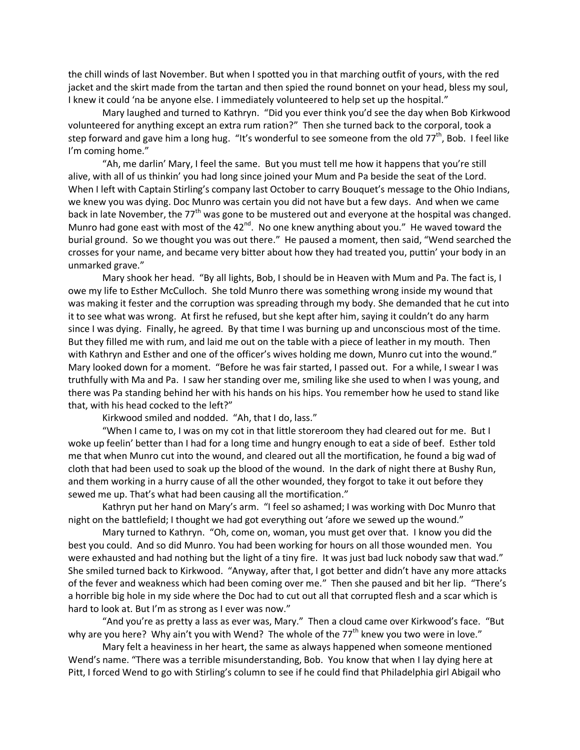the chill winds of last November. But when I spotted you in that marching outfit of yours, with the red jacket and the skirt made from the tartan and then spied the round bonnet on your head, bless my soul, I knew it could 'na be anyone else. I immediately volunteered to help set up the hospital."

Mary laughed and turned to Kathryn. "Did you ever think you'd see the day when Bob Kirkwood volunteered for anything except an extra rum ration?" Then she turned back to the corporal, took a step forward and gave him a long hug. "It's wonderful to see someone from the old 77th, Bob. I feel like I'm coming home."

"Ah, me darlin' Mary, I feel the same. But you must tell me how it happens that you're still alive, with all of us thinkin' you had long since joined your Mum and Pa beside the seat of the Lord. When I left with Captain Stirling's company last October to carry Bouquet's message to the Ohio Indians, we knew you was dying. Doc Munro was certain you did not have but a few days. And when we came back in late November, the 77th was gone to be mustered out and everyone at the hospital was changed. Munro had gone east with most of the 42nd. No one knew anything about you." He waved toward the burial ground. So we thought you was out there." He paused a moment, then said, "Wend searched the crosses for your name, and became very bitter about how they had treated you, puttin' your body in an unmarked grave."

Mary shook her head. "By all lights, Bob, I should be in Heaven with Mum and Pa. The fact is, I owe my life to Esther McCulloch. She told Munro there was something wrong inside my wound that was making it fester and the corruption was spreading through my body. She demanded that he cut into it to see what was wrong. At first he refused, but she kept after him, saying it couldn't do any harm since I was dying. Finally, he agreed. By that time I was burning up and unconscious most of the time. But they filled me with rum, and laid me out on the table with a piece of leather in my mouth. Then with Kathryn and Esther and one of the officer's wives holding me down, Munro cut into the wound." Mary looked down for a moment. "Before he was fair started, I passed out. For a while, I swear I was truthfully with Ma and Pa. I saw her standing over me, smiling like she used to when I was young, and there was Pa standing behind her with his hands on his hips. You remember how he used to stand like that, with his head cocked to the left?"

Kirkwood smiled and nodded. "Ah, that I do, lass."

"When I came to, I was on my cot in that little storeroom they had cleared out for me. But I woke up feelin' better than I had for a long time and hungry enough to eat a side of beef. Esther told me that when Munro cut into the wound, and cleared out all the mortification, he found a big wad of cloth that had been used to soak up the blood of the wound. In the dark of night there at Bushy Run, and them working in a hurry cause of all the other wounded, they forgot to take it out before they sewed me up. That's what had been causing all the mortification."

Kathryn put her hand on Mary's arm. "I feel so ashamed; I was working with Doc Munro that night on the battlefield; I thought we had got everything out 'afore we sewed up the wound."

Mary turned to Kathryn. "Oh, come on, woman, you must get over that. I know you did the best you could. And so did Munro. You had been working for hours on all those wounded men. You were exhausted and had nothing but the light of a tiny fire. It was just bad luck nobody saw that wad." She smiled turned back to Kirkwood. "Anyway, after that, I got better and didn't have any more attacks of the fever and weakness which had been coming over me." Then she paused and bit her lip. "There's a horrible big hole in my side where the Doc had to cut out all that corrupted flesh and a scar which is hard to look at. But I'm as strong as I ever was now."

"And you're as pretty a lass as ever was, Mary." Then a cloud came over Kirkwood's face. "But why are you here? Why ain't you with Wend? The whole of the 77th knew you two were in love."

Mary felt a heaviness in her heart, the same as always happened when someone mentioned Wend's name. "There was a terrible misunderstanding, Bob. You know that when I lay dying here at Pitt, I forced Wend to go with Stirling's column to see if he could find that Philadelphia girl Abigail who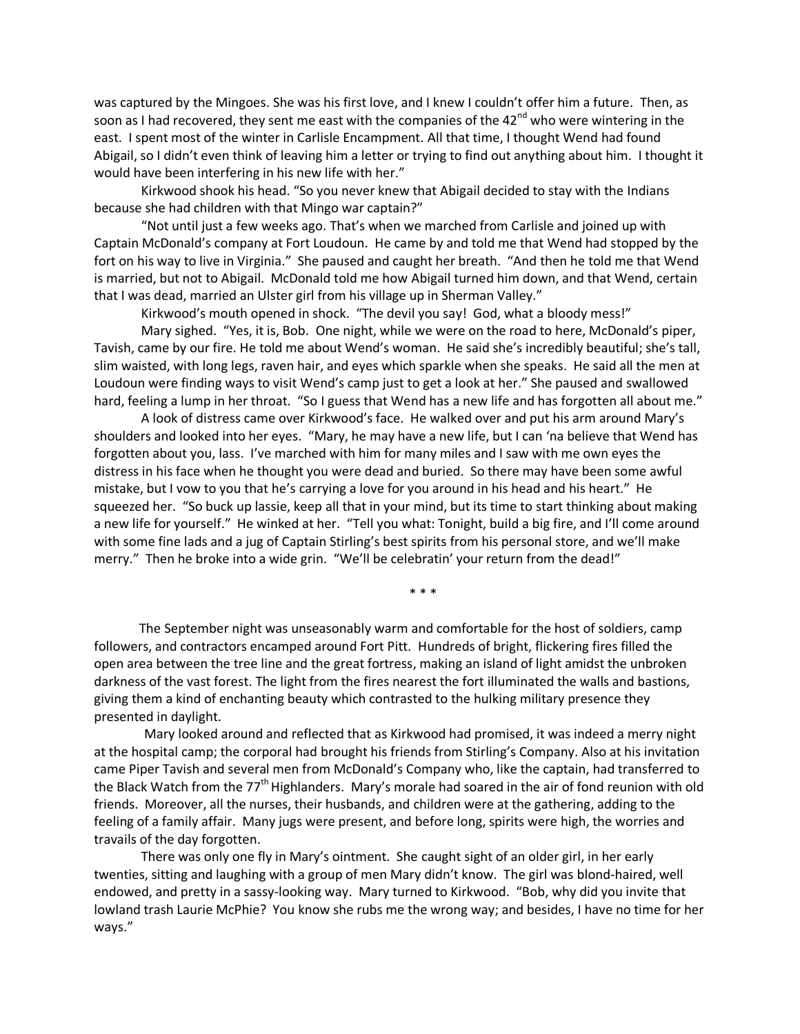was captured by the Mingoes. She was his first love, and I knew I couldn't offer him a future. Then, as soon as I had recovered, they sent me east with the companies of the 42nd who were wintering in the east. I spent most of the winter in Carlisle Encampment. All that time, I thought Wend had found Abigail, so I didn't even think of leaving him a letter or trying to find out anything about him. I thought it would have been interfering in his new life with her."

Kirkwood shook his head. "So you never knew that Abigail decided to stay with the Indians because she had children with that Mingo war captain?"

"Not until just a few weeks ago. That's when we marched from Carlisle and joined up with Captain McDonald's company at Fort Loudoun. He came by and told me that Wend had stopped by the fort on his way to live in Virginia." She paused and caught her breath. "And then he told me that Wend is married, but not to Abigail. McDonald told me how Abigail turned him down, and that Wend, certain that I was dead, married an Ulster girl from his village up in Sherman Valley."

Kirkwood's mouth opened in shock. "The devil you say! God, what a bloody mess!"

Mary sighed. "Yes, it is, Bob. One night, while we were on the road to here, McDonald's piper, Tavish, came by our fire. He told me about Wend's woman. He said she's incredibly beautiful; she's tall, slim waisted, with long legs, raven hair, and eyes which sparkle when she speaks. He said all the men at Loudoun were finding ways to visit Wend's camp just to get a look at her." She paused and swallowed hard, feeling a lump in her throat. "So I guess that Wend has a new life and has forgotten all about me."

A look of distress came over Kirkwood's face. He walked over and put his arm around Mary's shoulders and looked into her eyes. "Mary, he may have a new life, but I can 'na believe that Wend has forgotten about you, lass. I've marched with him for many miles and I saw with me own eyes the distress in his face when he thought you were dead and buried. So there may have been some awful mistake, but I vow to you that he's carrying a love for you around in his head and his heart." He squeezed her. "So buck up lassie, keep all that in your mind, but its time to start thinking about making a new life for yourself." He winked at her. "Tell you what: Tonight, build a big fire, and I'll come around with some fine lads and a jug of Captain Stirling's best spirits from his personal store, and we'll make merry." Then he broke into a wide grin. "We'll be celebratin' your return from the dead!"

\* \* \*

The September night was unseasonably warm and comfortable for the host of soldiers, camp followers, and contractors encamped around Fort Pitt. Hundreds of bright, flickering fires filled the open area between the tree line and the great fortress, making an island of light amidst the unbroken darkness of the vast forest. The light from the fires nearest the fort illuminated the walls and bastions, giving them a kind of enchanting beauty which contrasted to the hulking military presence they presented in daylight.

Mary looked around and reflected that as Kirkwood had promised, it was indeed a merry night at the hospital camp; the corporal had brought his friends from Stirling's Company. Also at his invitation came Piper Tavish and several men from McDonald's Company who, like the captain, had transferred to the Black Watch from the 77th Highlanders. Mary's morale had soared in the air of fond reunion with old friends. Moreover, all the nurses, their husbands, and children were at the gathering, adding to the feeling of a family affair. Many jugs were present, and before long, spirits were high, the worries and travails of the day forgotten.

There was only one fly in Mary's ointment. She caught sight of an older girl, in her early twenties, sitting and laughing with a group of men Mary didn't know. The girl was blond-haired, well endowed, and pretty in a sassy-looking way. Mary turned to Kirkwood. "Bob, why did you invite that lowland trash Laurie McPhie? You know she rubs me the wrong way; and besides, I have no time for her ways."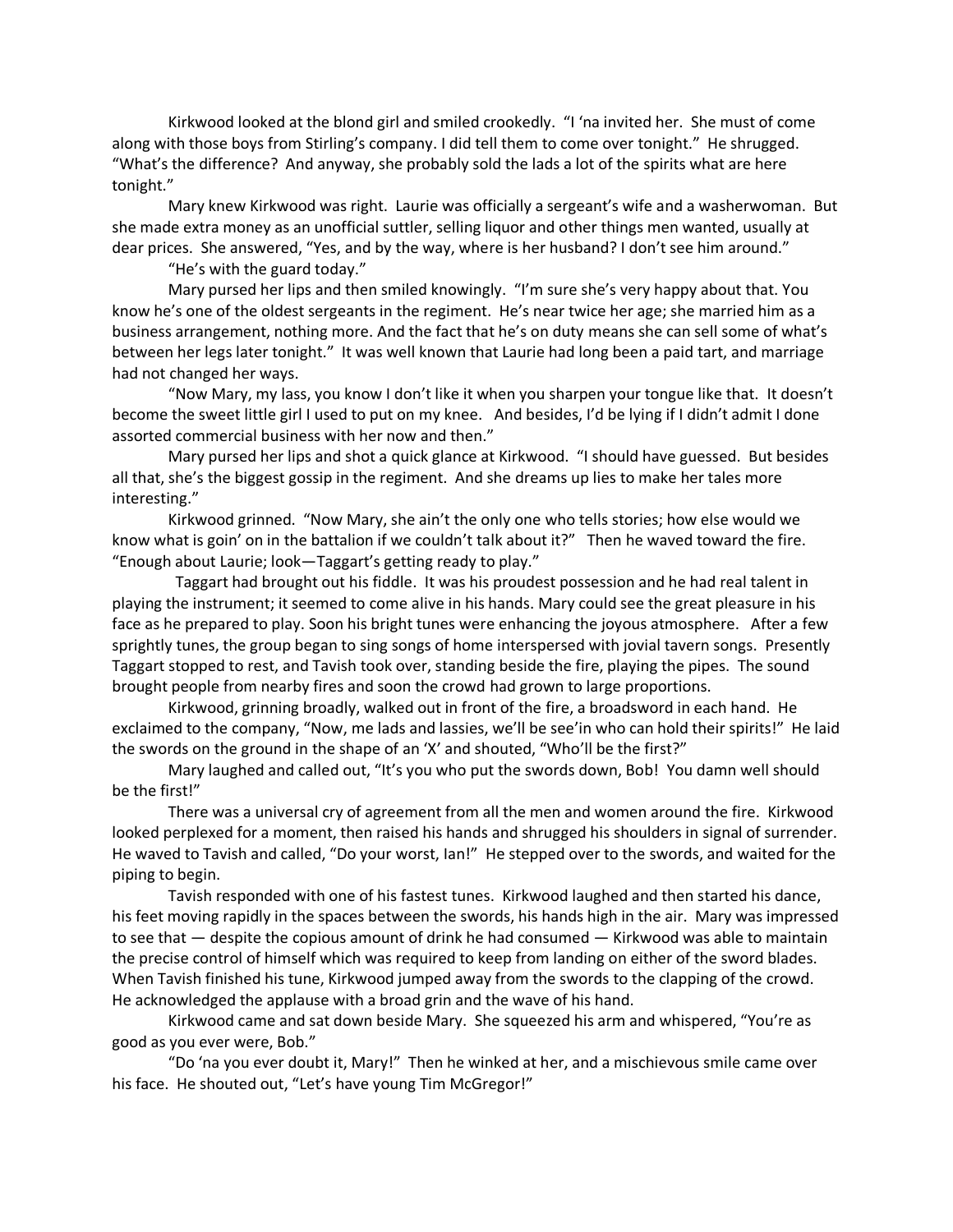Kirkwood looked at the blond girl and smiled crookedly. "I 'na invited her. She must of come along with those boys from Stirling's company. I did tell them to come over tonight." He shrugged. "What's the difference? And anyway, she probably sold the lads a lot of the spirits what are here tonight."

Mary knew Kirkwood was right. Laurie was officially a sergeant's wife and a washerwoman. But she made extra money as an unofficial suttler, selling liquor and other things men wanted, usually at dear prices. She answered, "Yes, and by the way, where is her husband? I don't see him around."

"He's with the guard today."

Mary pursed her lips and then smiled knowingly. "I'm sure she's very happy about that. You know he's one of the oldest sergeants in the regiment. He's near twice her age; she married him as a business arrangement, nothing more. And the fact that he's on duty means she can sell some of what's between her legs later tonight." It was well known that Laurie had long been a paid tart, and marriage had not changed her ways.

"Now Mary, my lass, you know I don't like it when you sharpen your tongue like that. It doesn't become the sweet little girl I used to put on my knee. And besides, I'd be lying if I didn't admit I done assorted commercial business with her now and then."

Mary pursed her lips and shot a quick glance at Kirkwood. "I should have guessed. But besides all that, she's the biggest gossip in the regiment. And she dreams up lies to make her tales more interesting."

Kirkwood grinned. "Now Mary, she ain't the only one who tells stories; how else would we know what is goin' on in the battalion if we couldn't talk about it?" Then he waved toward the fire. "Enough about Laurie; look—Taggart's getting ready to play."

Taggart had brought out his fiddle. It was his proudest possession and he had real talent in playing the instrument; it seemed to come alive in his hands. Mary could see the great pleasure in his face as he prepared to play. Soon his bright tunes were enhancing the joyous atmosphere. After a few sprightly tunes, the group began to sing songs of home interspersed with jovial tavern songs. Presently Taggart stopped to rest, and Tavish took over, standing beside the fire, playing the pipes. The sound brought people from nearby fires and soon the crowd had grown to large proportions.

Kirkwood, grinning broadly, walked out in front of the fire, a broadsword in each hand. He exclaimed to the company, "Now, me lads and lassies, we'll be see'in who can hold their spirits!" He laid the swords on the ground in the shape of an 'X' and shouted, "Who'll be the first?"

Mary laughed and called out, "It's you who put the swords down, Bob! You damn well should be the first!"

There was a universal cry of agreement from all the men and women around the fire. Kirkwood looked perplexed for a moment, then raised his hands and shrugged his shoulders in signal of surrender. He waved to Tavish and called, "Do your worst, Ian!" He stepped over to the swords, and waited for the piping to begin.

Tavish responded with one of his fastest tunes. Kirkwood laughed and then started his dance, his feet moving rapidly in the spaces between the swords, his hands high in the air. Mary was impressed to see that — despite the copious amount of drink he had consumed — Kirkwood was able to maintain the precise control of himself which was required to keep from landing on either of the sword blades. When Tavish finished his tune, Kirkwood jumped away from the swords to the clapping of the crowd. He acknowledged the applause with a broad grin and the wave of his hand.

Kirkwood came and sat down beside Mary. She squeezed his arm and whispered, "You're as good as you ever were, Bob."

"Do 'na you ever doubt it, Mary!" Then he winked at her, and a mischievous smile came over his face. He shouted out, "Let's have young Tim McGregor!"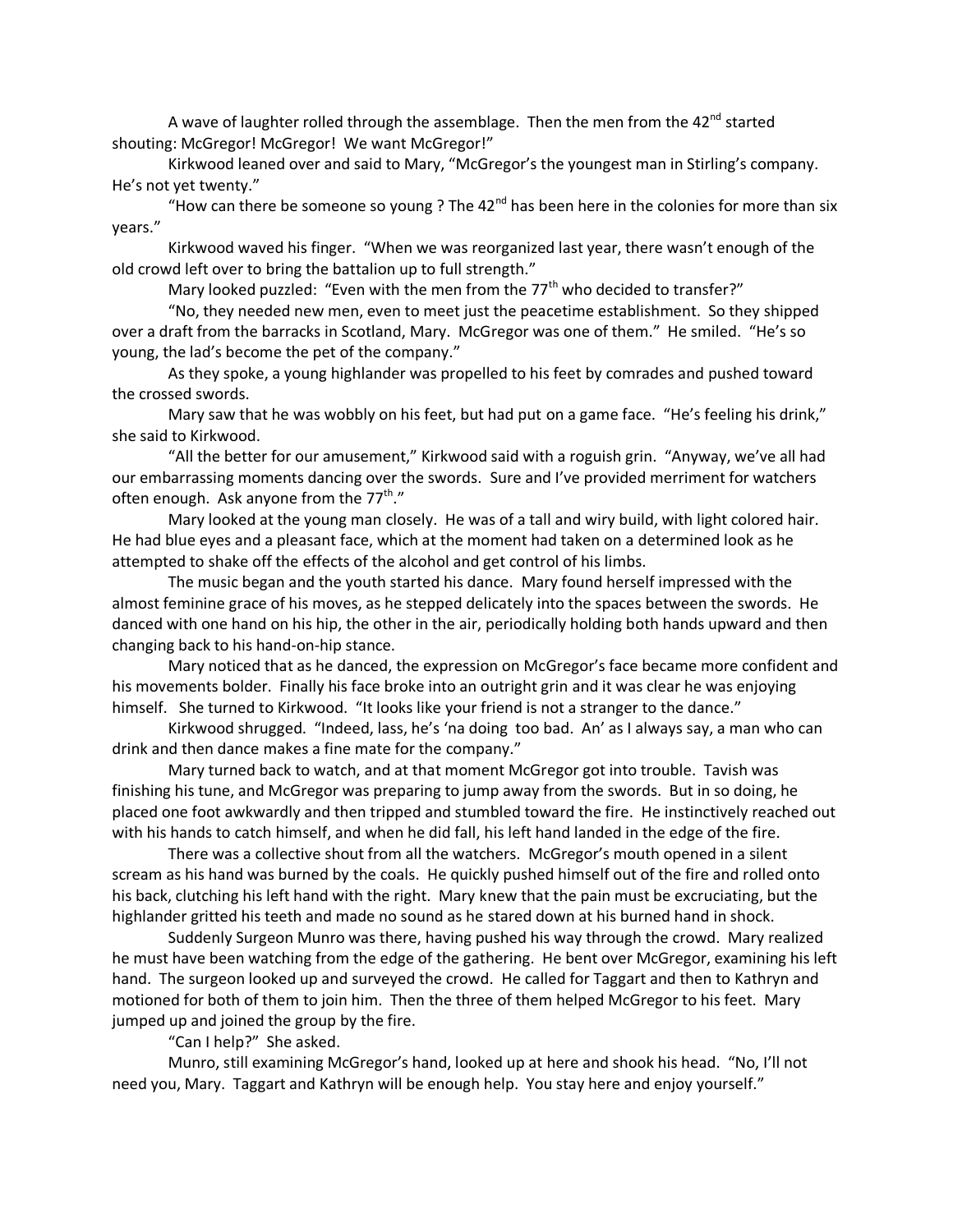A wave of laughter rolled through the assemblage. Then the men from the 42nd started shouting: McGregor! McGregor! We want McGregor!"

Kirkwood leaned over and said to Mary, "McGregor's the youngest man in Stirling's company. He's not yet twenty."

"How can there be someone so young ? The 42nd has been here in the colonies for more than six years."

Kirkwood waved his finger. "When we was reorganized last year, there wasn't enough of the old crowd left over to bring the battalion up to full strength."

Mary looked puzzled: "Even with the men from the 77th who decided to transfer?"

"No, they needed new men, even to meet just the peacetime establishment. So they shipped over a draft from the barracks in Scotland, Mary. McGregor was one of them." He smiled. "He's so young, the lad's become the pet of the company."

As they spoke, a young highlander was propelled to his feet by comrades and pushed toward the crossed swords.

Mary saw that he was wobbly on his feet, but had put on a game face. "He's feeling his drink," she said to Kirkwood.

"All the better for our amusement," Kirkwood said with a roguish grin. "Anyway, we've all had our embarrassing moments dancing over the swords. Sure and I've provided merriment for watchers often enough. Ask anyone from the 77th."

Mary looked at the young man closely. He was of a tall and wiry build, with light colored hair. He had blue eyes and a pleasant face, which at the moment had taken on a determined look as he attempted to shake off the effects of the alcohol and get control of his limbs.

The music began and the youth started his dance. Mary found herself impressed with the almost feminine grace of his moves, as he stepped delicately into the spaces between the swords. He danced with one hand on his hip, the other in the air, periodically holding both hands upward and then changing back to his hand-on-hip stance.

Mary noticed that as he danced, the expression on McGregor's face became more confident and his movements bolder. Finally his face broke into an outright grin and it was clear he was enjoying himself. She turned to Kirkwood. "It looks like your friend is not a stranger to the dance."

Kirkwood shrugged. "Indeed, lass, he's 'na doing too bad. An' as I always say, a man who can drink and then dance makes a fine mate for the company."

Mary turned back to watch, and at that moment McGregor got into trouble. Tavish was finishing his tune, and McGregor was preparing to jump away from the swords. But in so doing, he placed one foot awkwardly and then tripped and stumbled toward the fire. He instinctively reached out with his hands to catch himself, and when he did fall, his left hand landed in the edge of the fire.

There was a collective shout from all the watchers. McGregor's mouth opened in a silent scream as his hand was burned by the coals. He quickly pushed himself out of the fire and rolled onto his back, clutching his left hand with the right. Mary knew that the pain must be excruciating, but the highlander gritted his teeth and made no sound as he stared down at his burned hand in shock.

Suddenly Surgeon Munro was there, having pushed his way through the crowd. Mary realized he must have been watching from the edge of the gathering. He bent over McGregor, examining his left hand. The surgeon looked up and surveyed the crowd. He called for Taggart and then to Kathryn and motioned for both of them to join him. Then the three of them helped McGregor to his feet. Mary jumped up and joined the group by the fire.

"Can I help?" She asked.

Munro, still examining McGregor's hand, looked up at here and shook his head. "No, I'll not need you, Mary. Taggart and Kathryn will be enough help. You stay here and enjoy yourself."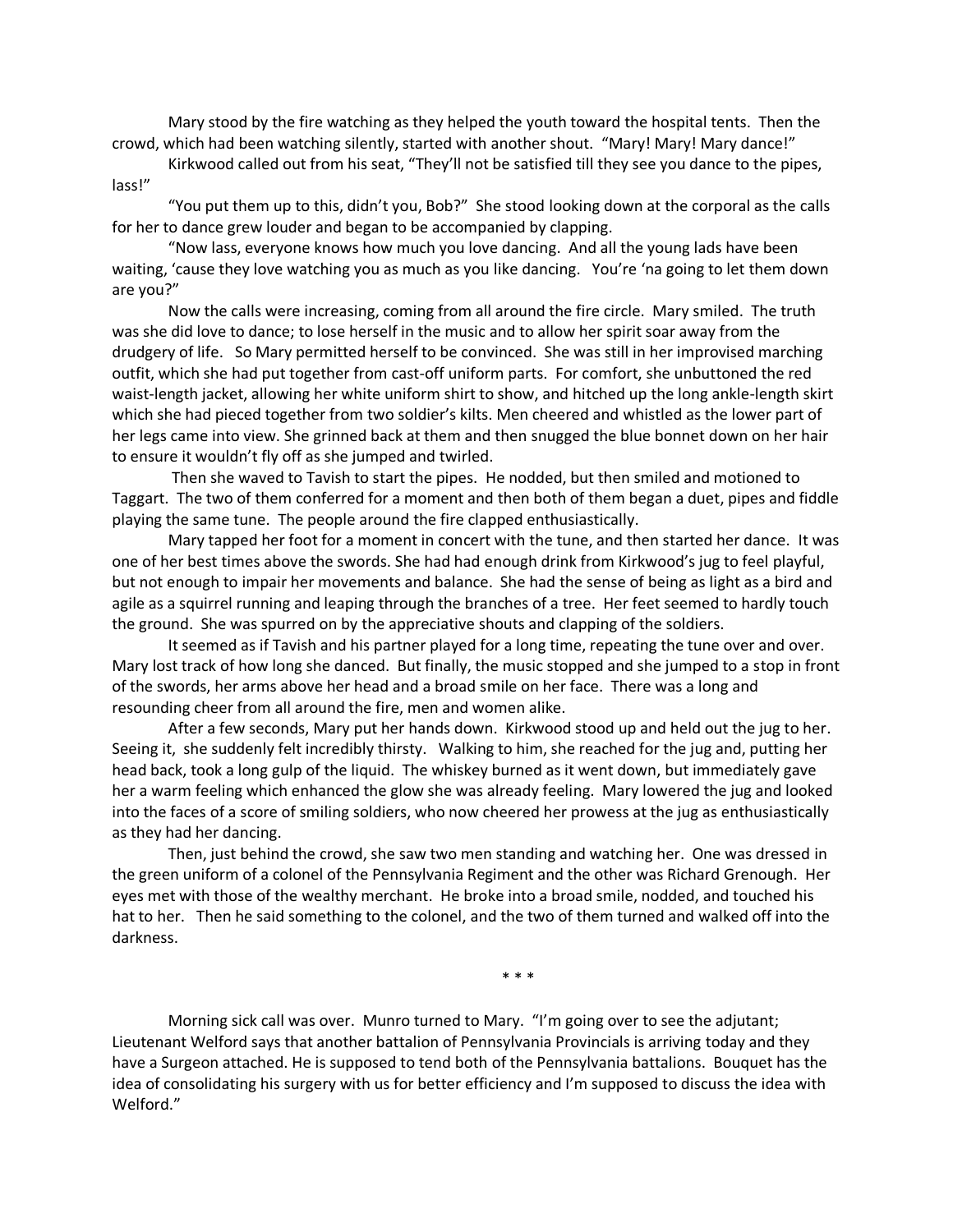Mary stood by the fire watching as they helped the youth toward the hospital tents. Then the crowd, which had been watching silently, started with another shout. "Mary! Mary! Mary dance!"

Kirkwood called out from his seat, "They'll not be satisfied till they see you dance to the pipes, lass!"

"You put them up to this, didn't you, Bob?" She stood looking down at the corporal as the calls for her to dance grew louder and began to be accompanied by clapping.

"Now lass, everyone knows how much you love dancing. And all the young lads have been waiting, 'cause they love watching you as much as you like dancing. You're 'na going to let them down are you?"

Now the calls were increasing, coming from all around the fire circle. Mary smiled. The truth was she did love to dance; to lose herself in the music and to allow her spirit soar away from the drudgery of life. So Mary permitted herself to be convinced. She was still in her improvised marching outfit, which she had put together from cast-off uniform parts. For comfort, she unbuttoned the red waist-length jacket, allowing her white uniform shirt to show, and hitched up the long ankle-length skirt which she had pieced together from two soldier's kilts. Men cheered and whistled as the lower part of her legs came into view. She grinned back at them and then snugged the blue bonnet down on her hair to ensure it wouldn't fly off as she jumped and twirled.

Then she waved to Tavish to start the pipes. He nodded, but then smiled and motioned to Taggart. The two of them conferred for a moment and then both of them began a duet, pipes and fiddle playing the same tune. The people around the fire clapped enthusiastically.

Mary tapped her foot for a moment in concert with the tune, and then started her dance. It was one of her best times above the swords. She had had enough drink from Kirkwood's jug to feel playful, but not enough to impair her movements and balance. She had the sense of being as light as a bird and agile as a squirrel running and leaping through the branches of a tree. Her feet seemed to hardly touch the ground. She was spurred on by the appreciative shouts and clapping of the soldiers.

It seemed as if Tavish and his partner played for a long time, repeating the tune over and over. Mary lost track of how long she danced. But finally, the music stopped and she jumped to a stop in front of the swords, her arms above her head and a broad smile on her face. There was a long and resounding cheer from all around the fire, men and women alike.

After a few seconds, Mary put her hands down. Kirkwood stood up and held out the jug to her. Seeing it, she suddenly felt incredibly thirsty. Walking to him, she reached for the jug and, putting her head back, took a long gulp of the liquid. The whiskey burned as it went down, but immediately gave her a warm feeling which enhanced the glow she was already feeling. Mary lowered the jug and looked into the faces of a score of smiling soldiers, who now cheered her prowess at the jug as enthusiastically as they had her dancing.

Then, just behind the crowd, she saw two men standing and watching her. One was dressed in the green uniform of a colonel of the Pennsylvania Regiment and the other was Richard Grenough. Her eyes met with those of the wealthy merchant. He broke into a broad smile, nodded, and touched his hat to her. Then he said something to the colonel, and the two of them turned and walked off into the darkness.

\* \* \*

Morning sick call was over. Munro turned to Mary. "I'm going over to see the adjutant; Lieutenant Welford says that another battalion of Pennsylvania Provincials is arriving today and they have a Surgeon attached. He is supposed to tend both of the Pennsylvania battalions. Bouquet has the idea of consolidating his surgery with us for better efficiency and I'm supposed to discuss the idea with Welford."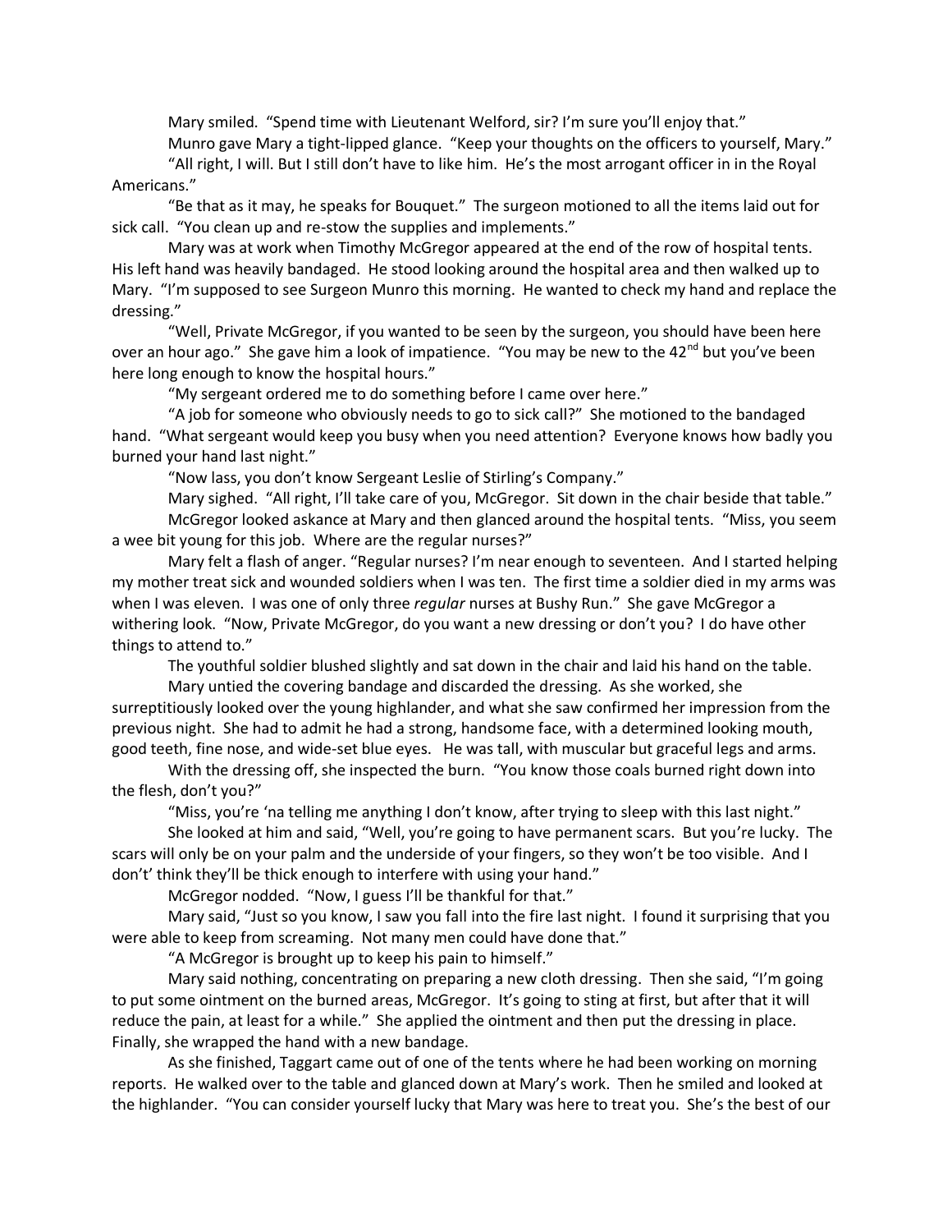Mary smiled. "Spend time with Lieutenant Welford, sir? I'm sure you'll enjoy that."

Munro gave Mary a tight-lipped glance. "Keep your thoughts on the officers to yourself, Mary."

"All right, I will. But I still don't have to like him. He's the most arrogant officer in in the Royal Americans."

"Be that as it may, he speaks for Bouquet." The surgeon motioned to all the items laid out for sick call. "You clean up and re-stow the supplies and implements."

Mary was at work when Timothy McGregor appeared at the end of the row of hospital tents. His left hand was heavily bandaged. He stood looking around the hospital area and then walked up to Mary. "I'm supposed to see Surgeon Munro this morning. He wanted to check my hand and replace the dressing."

"Well, Private McGregor, if you wanted to be seen by the surgeon, you should have been here over an hour ago." She gave him a look of impatience. "You may be new to the 42nd but you've been here long enough to know the hospital hours."

"My sergeant ordered me to do something before I came over here."

"A job for someone who obviously needs to go to sick call?" She motioned to the bandaged hand. "What sergeant would keep you busy when you need attention? Everyone knows how badly you burned your hand last night."

"Now lass, you don't know Sergeant Leslie of Stirling's Company."

Mary sighed. "All right, I'll take care of you, McGregor. Sit down in the chair beside that table."

McGregor looked askance at Mary and then glanced around the hospital tents. "Miss, you seem a wee bit young for this job. Where are the regular nurses?"

Mary felt a flash of anger. "Regular nurses? I'm near enough to seventeen. And I started helping my mother treat sick and wounded soldiers when I was ten. The first time a soldier died in my arms was when I was eleven. I was one of only three *regular* nurses at Bushy Run." She gave McGregor a withering look. "Now, Private McGregor, do you want a new dressing or don't you? I do have other things to attend to."

The youthful soldier blushed slightly and sat down in the chair and laid his hand on the table.

Mary untied the covering bandage and discarded the dressing. As she worked, she surreptitiously looked over the young highlander, and what she saw confirmed her impression from the previous night. She had to admit he had a strong, handsome face, with a determined looking mouth, good teeth, fine nose, and wide-set blue eyes. He was tall, with muscular but graceful legs and arms.

With the dressing off, she inspected the burn. "You know those coals burned right down into the flesh, don't you?"

"Miss, you're 'na telling me anything I don't know, after trying to sleep with this last night."

She looked at him and said, "Well, you're going to have permanent scars. But you're lucky. The scars will only be on your palm and the underside of your fingers, so they won't be too visible. And I don't' think they'll be thick enough to interfere with using your hand."

McGregor nodded. "Now, I guess I'll be thankful for that."

Mary said, "Just so you know, I saw you fall into the fire last night. I found it surprising that you were able to keep from screaming. Not many men could have done that."

"A McGregor is brought up to keep his pain to himself."

Mary said nothing, concentrating on preparing a new cloth dressing. Then she said, "I'm going to put some ointment on the burned areas, McGregor. It's going to sting at first, but after that it will reduce the pain, at least for a while." She applied the ointment and then put the dressing in place. Finally, she wrapped the hand with a new bandage.

As she finished, Taggart came out of one of the tents where he had been working on morning reports. He walked over to the table and glanced down at Mary's work. Then he smiled and looked at the highlander. "You can consider yourself lucky that Mary was here to treat you. She's the best of our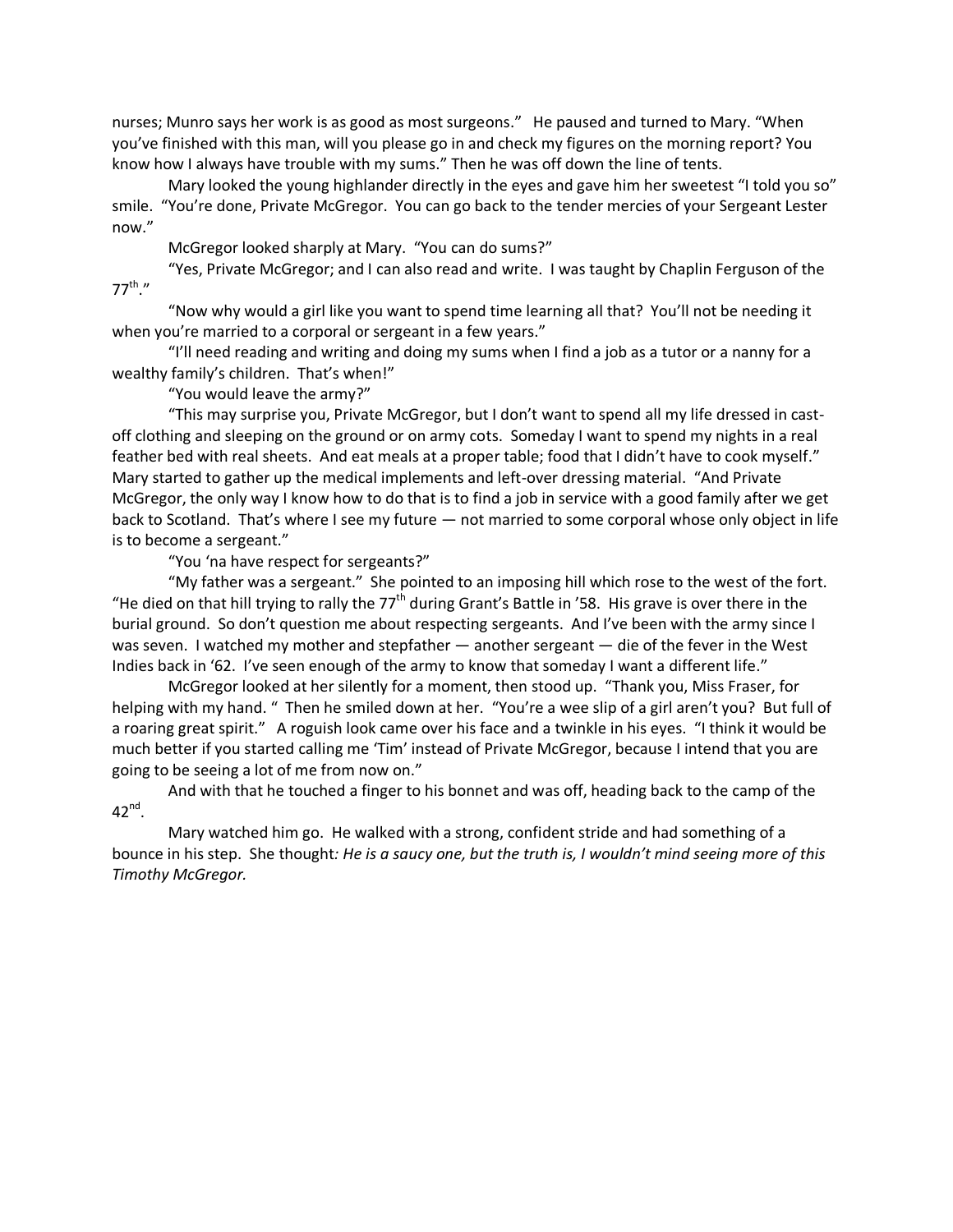nurses; Munro says her work is as good as most surgeons." He paused and turned to Mary. "When you've finished with this man, will you please go in and check my figures on the morning report? You know how I always have trouble with my sums." Then he was off down the line of tents.

Mary looked the young highlander directly in the eyes and gave him her sweetest "I told you so" smile. "You're done, Private McGregor. You can go back to the tender mercies of your Sergeant Lester now."

McGregor looked sharply at Mary. "You can do sums?"

"Yes, Private McGregor; and I can also read and write. I was taught by Chaplin Ferguson of the 77th."

"Now why would a girl like you want to spend time learning all that? You'll not be needing it when you're married to a corporal or sergeant in a few years."

"I'll need reading and writing and doing my sums when I find a job as a tutor or a nanny for a wealthy family's children. That's when!"

"You would leave the army?"

"This may surprise you, Private McGregor, but I don't want to spend all my life dressed in cast-off clothing and sleeping on the ground or on army cots. Someday I want to spend my nights in a real feather bed with real sheets. And eat meals at a proper table; food that I didn't have to cook myself." Mary started to gather up the medical implements and left-over dressing material. "And Private McGregor, the only way I know how to do that is to find a job in service with a good family after we get back to Scotland. That's where I see my future — not married to some corporal whose only object in life is to become a sergeant."

"You 'na have respect for sergeants?"

"My father was a sergeant." She pointed to an imposing hill which rose to the west of the fort. "He died on that hill trying to rally the 77th during Grant's Battle in '58. His grave is over there in the burial ground. So don't question me about respecting sergeants. And I've been with the army since I was seven. I watched my mother and stepfather — another sergeant — die of the fever in the West Indies back in '62. I've seen enough of the army to know that someday I want a different life."

McGregor looked at her silently for a moment, then stood up. "Thank you, Miss Fraser, for helping with my hand. " Then he smiled down at her. "You're a wee slip of a girl aren't you? But full of a roaring great spirit." A roguish look came over his face and a twinkle in his eyes. "I think it would be much better if you started calling me 'Tim' instead of Private McGregor, because I intend that you are going to be seeing a lot of me from now on."

And with that he touched a finger to his bonnet and was off, heading back to the camp of the 42nd.

Mary watched him go. He walked with a strong, confident stride and had something of a bounce in his step. She thought*: He is a saucy one, but the truth is, I wouldn't mind seeing more of this Timothy McGregor.*